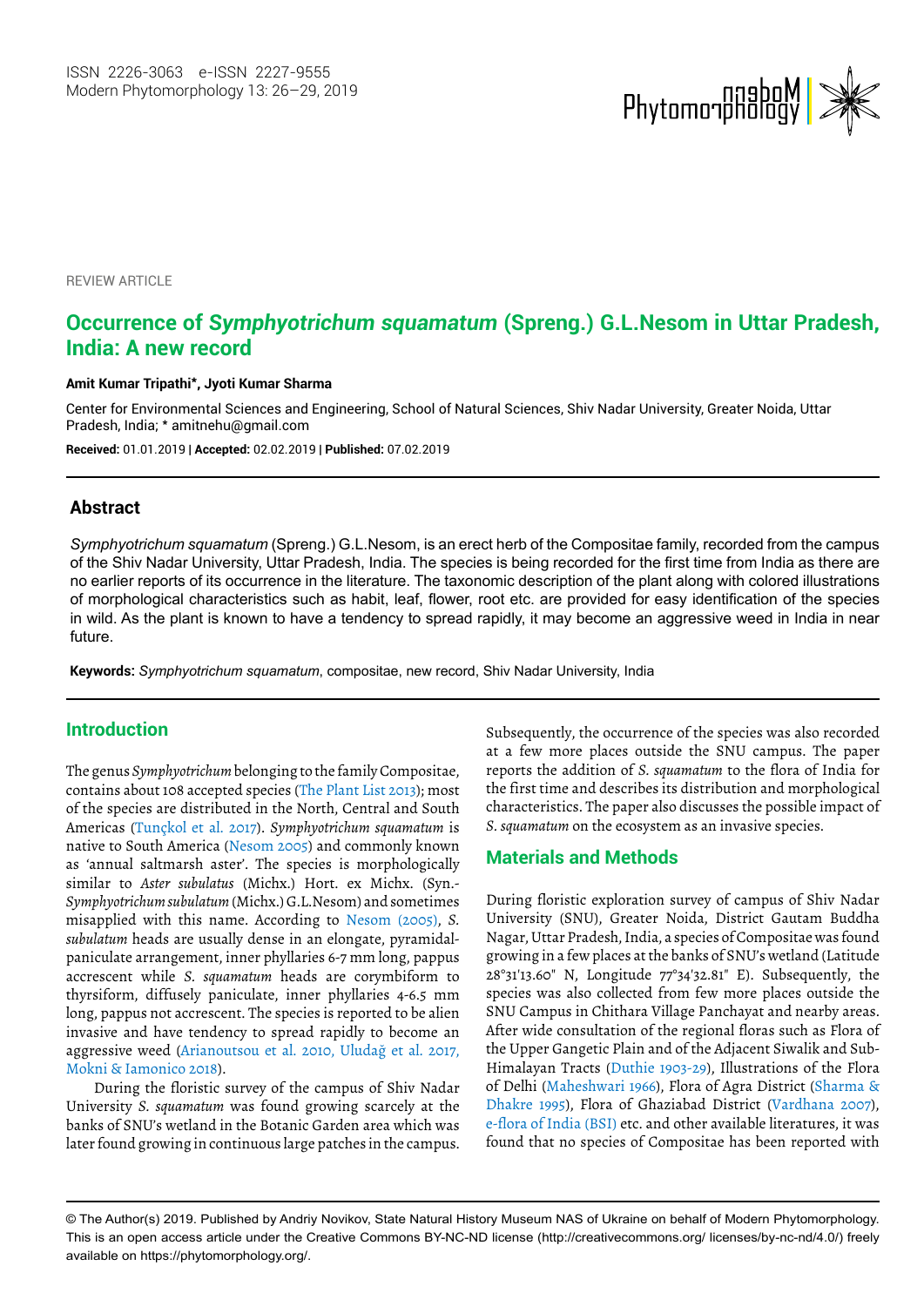REVIEW ARTICLE

# Occurrence of *Symphyotrichum squamatum* (Spreng.) G.L.Nesom in Uttar Pradesh, India: A new record

**Amit Kumar Tripathi*, Jyoti Kumar Sharma**

Center for Environmental Sciences and Engineering, School of Natural Sciences, Shiv Nadar University, Greater Noida, Uttar Pradesh, India; * amitnehu@gmail.com

**Received:** 01.01.2019 | **Accepted:** 02.02.2019 | **Published:** 07.02.2019

## Abstract

*Symphyotrichum squamatum* (Spreng.) G.L.Nesom, is an erect herb of the Compositae family, recorded from the campus of the Shiv Nadar University, Uttar Pradesh, India. The species is being recorded for the first time from India as there are no earlier reports of its occurrence in the literature. The taxonomic description of the plant along with colored illustrations of morphological characteristics such as habit, leaf, flower, root etc. are provided for easy identification of the species in wild. As the plant is known to have a tendency to spread rapidly, it may become an aggressive weed in India in near future.

**Keywords:** *Symphyotrichum squamatum*, compositae, new record, Shiv Nadar University, India

## Introduction

The genus *Symphyotrichum* belonging to the family Compositae, contains about 108 accepted species (The Plant List 2013); most of the species are distributed in the North, Central and South Americas (Tunçkol et al. 2017). *Symphyotrichum squamatum* is native to South America (Nesom 2005) and commonly known as 'annual saltmarsh aster'. The species is morphologically similar to *Aster subulatus* (Michx.) Hort. ex Michx. (Syn.- *Symphyotrichum subulatum* (Michx.) G.L.Nesom) and sometimes misapplied with this name. According to Nesom (2005), *S. subulatum* heads are usually dense in an elongate, pyramidal-paniculate arrangement, inner phyllaries 6-7 mm long, pappus accrescent while *S. squamatum* heads are corymbiform to thyrsiform, diffusely paniculate, inner phyllaries 4-6.5 mm long, pappus not accrescent. The species is reported to be alien invasive and have tendency to spread rapidly to become an aggressive weed (Arianoutsou et al. 2010, Uludağ et al. 2017, Mokni & Iamonico 2018).

During the floristic survey of the campus of Shiv Nadar University *S. squamatum* was found growing scarcely at the banks of SNU's wetland in the Botanic Garden area which was later found growing in continuous large patches in the campus. Subsequently, the occurrence of the species was also recorded at a few more places outside the SNU campus. The paper reports the addition of *S. squamatum* to the flora of India for the first time and describes its distribution and morphological characteristics. The paper also discusses the possible impact of *S. squamatum* on the ecosystem as an invasive species.

## Materials and Methods

During floristic exploration survey of campus of Shiv Nadar University (SNU), Greater Noida, District Gautam Buddha Nagar, Uttar Pradesh, India, a species of Compositae was found growing in a few places at the banks of SNU's wetland (Latitude 28°31'13.60" N, Longitude 77°34'32.81" E). Subsequently, the species was also collected from few more places outside the SNU Campus in Chithara Village Panchayat and nearby areas. After wide consultation of the regional floras such as Flora of the Upper Gangetic Plain and of the Adjacent Siwalik and Sub-Himalayan Tracts (Duthie 1903-29), Illustrations of the Flora of Delhi (Maheshwari 1966), Flora of Agra District (Sharma & Dhakre 1995), Flora of Ghaziabad District (Vardhana 2007), e-flora of India (BSI) etc. and other available literatures, it was found that no species of Compositae has been reported with

© The Author(s) 2019. Published by Andriy Novikov, State Natural History Museum NAS of Ukraine on behalf of Modern Phytomorphology. This is an open access article under the Creative Commons BY-NC-ND license (http://creativecommons.org/ licenses/by-nc-nd/4.0/) freely available on https://phytomorphology.org/.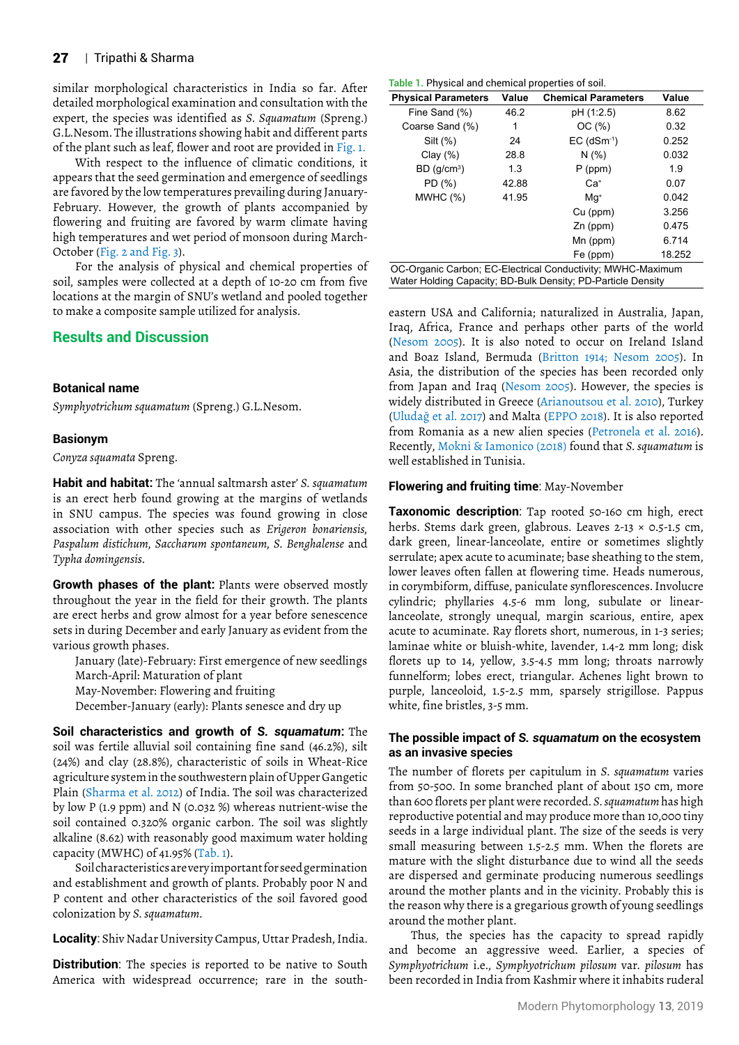similar morphological characteristics in India so far. After detailed morphological examination and consultation with the expert, the species was identified as *S. Squamatum* (Spreng.) G.L.Nesom. The illustrations showing habit and different parts of the plant such as leaf, flower and root are provided in Fig. 1.

With respect to the influence of climatic conditions, it appears that the seed germination and emergence of seedlings are favored by the low temperatures prevailing during January-February. However, the growth of plants accompanied by flowering and fruiting are favored by warm climate having high temperatures and wet period of monsoon during March-October (Fig. 2 and Fig. 3).

For the analysis of physical and chemical properties of soil, samples were collected at a depth of 10-20 cm from five locations at the margin of SNU's wetland and pooled together to make a composite sample utilized for analysis.

## Results and Discussion

### Botanical name

*Symphyotrichum squamatum* (Spreng.) G.L.Nesom.

### Basionym

*Conyza squamata* Spreng.

**Habit and habitat:** The 'annual saltmarsh aster' *S. squamatum* is an erect herb found growing at the margins of wetlands in SNU campus. The species was found growing in close association with other species such as *Erigeron bonariensis, Paspalum distichum, Saccharum spontaneum, S. Benghalense* and *Typha domingensis*.

**Growth phases of the plant:** Plants were observed mostly throughout the year in the field for their growth. The plants are erect herbs and grow almost for a year before senescence sets in during December and early January as evident from the various growth phases.

January (late)-February: First emergence of new seedlings
March-April: Maturation of plant
May-November: Flowering and fruiting
December-January (early): Plants senesce and dry up

**Soil characteristics and growth of *S. squamatum*:** The soil was fertile alluvial soil containing fine sand (46.2%), silt (24%) and clay (28.8%), characteristic of soils in Wheat-Rice agriculture system in the southwestern plain of Upper Gangetic Plain (Sharma et al. 2012) of India. The soil was characterized by low P (1.9 ppm) and N (0.032 %) whereas nutrient-wise the soil contained 0.320% organic carbon. The soil was slightly alkaline (8.62) with reasonably good maximum water holding capacity (MWHC) of 41.95% (Tab. 1).

Soil characteristics are very important for seed germination and establishment and growth of plants. Probably poor N and P content and other characteristics of the soil favored good colonization by *S. squamatum*.

**Locality**: Shiv Nadar University Campus, Uttar Pradesh, India.

**Distribution**: The species is reported to be native to South America with widespread occurrence; rare in the south-eastern USA and California; naturalized in Australia, Japan, Iraq, Africa, France and perhaps other parts of the world (Nesom 2005). It is also noted to occur on Ireland Island and Boaz Island, Bermuda (Britton 1914; Nesom 2005). In Asia, the distribution of the species has been recorded only from Japan and Iraq (Nesom 2005). However, the species is widely distributed in Greece (Arianoutsou et al. 2010), Turkey (Uludağ et al. 2017) and Malta (EPPO 2018). It is also reported from Romania as a new alien species (Petronela et al. 2016). Recently, Mokni & Iamonico (2018) found that *S. squamatum* is well established in Tunisia.

Table 1. Physical and chemical properties of soil.

| Physical Parameters | Value | Chemical Parameters | Value |
|---|---|---|---|
| Fine Sand (%) | 46.2 | pH (1:2.5) | 8.62 |
| Coarse Sand (%) | 1 | OC (%) | 0.32 |
| Silt (%) | 24 | EC ($dSm^{-1}$) | 0.252 |
| Clay (%) | 28.8 | N (%) | 0.032 |
| BD ($g/cm^3$) | 1.3 | P (ppm) | 1.9 |
| PD (%) | 42.88 | $Ca^+$ | 0.07 |
| MWHC (%) | 41.95 | $Mg^+$ | 0.042 |
| | | Cu (ppm) | 3.256 |
| | | Zn (ppm) | 0.475 |
| | | Mn (ppm) | 6.714 |
| | | Fe (ppm) | 18.252 |

OC-Organic Carbon; EC-Electrical Conductivity; MWHC-Maximum Water Holding Capacity; BD-Bulk Density; PD-Particle Density

**Flowering and fruiting time**: May-November

**Taxonomic description**: Tap rooted 50-160 cm high, erect herbs. Stems dark green, glabrous. Leaves 2-13 × 0.5-1.5 cm, dark green, linear-lanceolate, entire or sometimes slightly serrulate; apex acute to acuminate; base sheathing to the stem, lower leaves often fallen at flowering time. Heads numerous, in corymbiform, diffuse, paniculate synflorescences. Involucre cylindric; phyllaries 4.5-6 mm long, subulate or linear-lanceolate, strongly unequal, margin scarious, entire, apex acute to acuminate. Ray florets short, numerous, in 1-3 series; laminae white or bluish-white, lavender, 1.4-2 mm long; disk florets up to 14, yellow, 3.5-4.5 mm long; throats narrowly funnelform; lobes erect, triangular. Achenes light brown to purple, lanceoloid, 1.5-2.5 mm, sparsely strigillose. Pappus white, fine bristles, 3-5 mm.

### The possible impact of *S. squamatum* on the ecosystem as an invasive species

The number of florets per capitulum in *S. squamatum* varies from 50-500. In some branched plant of about 150 cm, more than 600 florets per plant were recorded. *S. squamatum* has high reproductive potential and may produce more than 10,000 tiny seeds in a large individual plant. The size of the seeds is very small measuring between 1.5-2.5 mm. When the florets are mature with the slight disturbance due to wind all the seeds are dispersed and germinate producing numerous seedlings around the mother plants and in the vicinity. Probably this is the reason why there is a gregarious growth of young seedlings around the mother plant.

Thus, the species has the capacity to spread rapidly and become an aggressive weed. Earlier, a species of *Symphyotrichum* i.e., *Symphyotrichum pilosum* var. *pilosum* has been recorded in India from Kashmir where it inhabits ruderal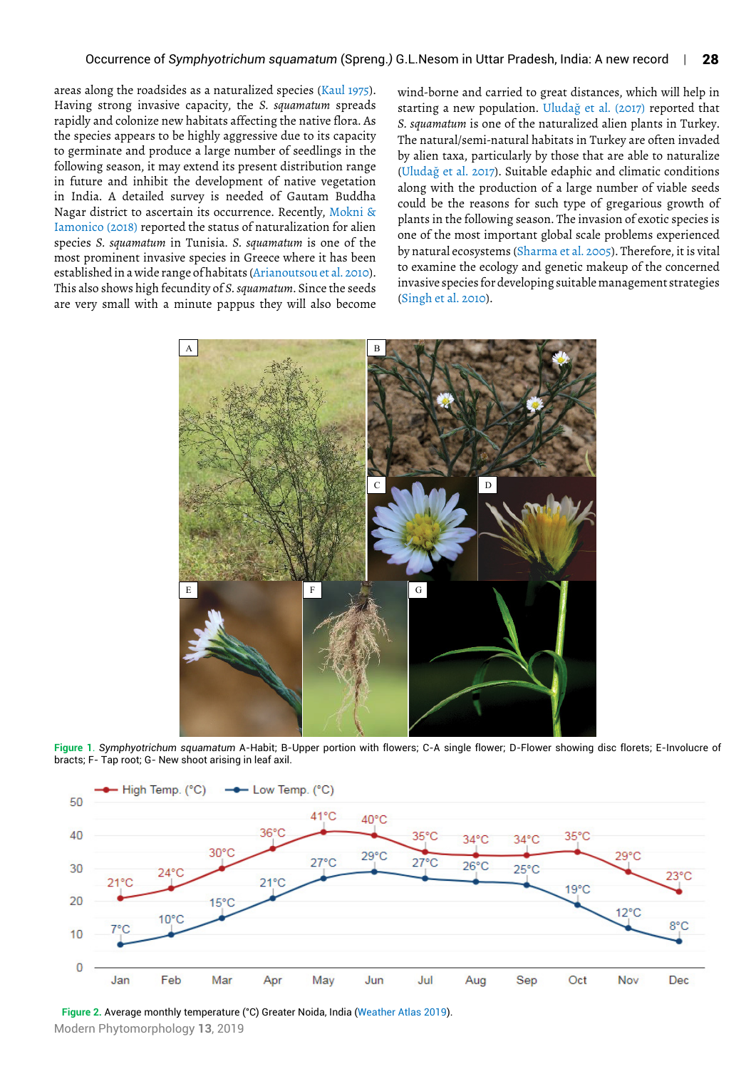areas along the roadsides as a naturalized species (Kaul 1975). Having strong invasive capacity, the *S. squamatum* spreads rapidly and colonize new habitats affecting the native flora. As the species appears to be highly aggressive due to its capacity to germinate and produce a large number of seedlings in the following season, it may extend its present distribution range in future and inhibit the development of native vegetation in India. A detailed survey is needed of Gautam Buddha Nagar district to ascertain its occurrence. Recently, Mokni & Iamonico (2018) reported the status of naturalization for alien species *S. squamatum* in Tunisia. *S. squamatum* is one of the most prominent invasive species in Greece where it has been established in a wide range of habitats (Arianoutsou et al. 2010). This also shows high fecundity of *S. squamatum*. Since the seeds are very small with a minute pappus they will also become wind-borne and carried to great distances, which will help in starting a new population. Uludağ et al. (2017) reported that *S. squamatum* is one of the naturalized alien plants in Turkey. The natural/semi-natural habitats in Turkey are often invaded by alien taxa, particularly by those that are able to naturalize (Uludağ et al. 2017). Suitable edaphic and climatic conditions along with the production of a large number of viable seeds could be the reasons for such type of gregarious growth of plants in the following season. The invasion of exotic species is one of the most important global scale problems experienced by natural ecosystems (Sharma et al. 2005). Therefore, it is vital to examine the ecology and genetic makeup of the concerned invasive species for developing suitable management strategies (Singh et al. 2010).

**Figure 1**. *Symphyotrichum squamatum* A-Habit; B-Upper portion with flowers; C-A single flower; D-Flower showing disc florets; E-Involucre of bracts; F- Tap root; G- New shoot arising in leaf axil.

| Month | Jan | Feb | Mar | Apr | May | Jun | Jul | Aug | Sep | Oct | Nov | Dec |
|---|---|---|---|---|---|---|---|---|---|---|---|---|
| High Temp. (°C) | 21°C | 24°C | 30°C | 36°C | 41°C | 40°C | 35°C | 34°C | 34°C | 35°C | 29°C | 23°C |
| Low Temp. (°C) | 7°C | 10°C | 15°C | 21°C | 27°C | 29°C | 27°C | 26°C | 25°C | 19°C | 12°C | 8°C |

**Figure 2.** Average monthly temperature (°C) Greater Noida, India (Weather Atlas 2019).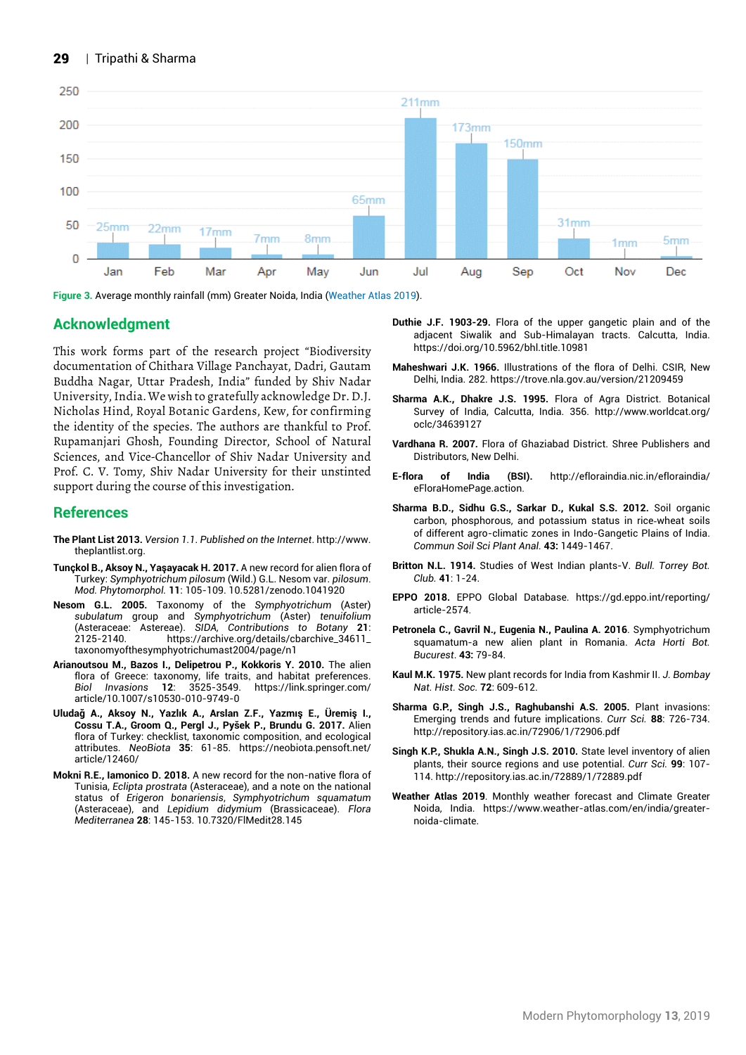250
200
150
100
50
0

25mm 22mm 17mm 7mm 8mm 65mm 211mm 173mm 150mm 31mm 1mm 5mm

Jan Feb Mar Apr May Jun Jul Aug Sep Oct Nov Dec

**Figure 3.** Average monthly rainfall (mm) Greater Noida, India (Weather Atlas 2019).

## Acknowledgment

This work forms part of the research project "Biodiversity documentation of Chithara Village Panchayat, Dadri, Gautam Buddha Nagar, Uttar Pradesh, India" funded by Shiv Nadar University, India. We wish to gratefully acknowledge Dr. D.J. Nicholas Hind, Royal Botanic Gardens, Kew, for confirming the identity of the species. The authors are thankful to Prof. Rupamanjari Ghosh, Founding Director, School of Natural Sciences, and Vice-Chancellor of Shiv Nadar University and Prof. C. V. Tomy, Shiv Nadar University for their unstinted support during the course of this investigation.

## References

**The Plant List 2013.** *Version 1.1. Published on the Internet*. http://www.theplantlist.org.

**Tunçkol B., Aksoy N., Yaşayacak H. 2017.** A new record for alien flora of Turkey: *Symphyotrichum pilosum* (Wild.) G.L. Nesom var. *pilosum*. *Mod. Phytomorphol.* **11**: 105-109. 10.5281/zenodo.1041920

**Nesom G.L. 2005.** Taxonomy of the *Symphyotrichum* (Aster) *subulatum* group and *Symphyotrichum* (Aster) *tenuifolium* (Asteraceae: Astereae). *SIDA, Contributions to Botany* **21**: 2125-2140. https://archive.org/details/cbarchive_34611_taxonomyofthesymphyotrichumast2004/page/n1

**Arianoutsou M., Bazos I., Delipetrou P., Kokkoris Y. 2010.** The alien flora of Greece: taxonomy, life traits, and habitat preferences. *Biol Invasions* **12**: 3525-3549. https://link.springer.com/article/10.1007/s10530-010-9749-0

**Uludağ A., Aksoy N., Yazlık A., Arslan Z.F., Yazmış E., Üremiş I., Cossu T.A., Groom Q., Pergl J., Pyšek P., Brundu G. 2017.** Alien flora of Turkey: checklist, taxonomic composition, and ecological attributes. *NeoBiota* **35**: 61-85. https://neobiota.pensoft.net/article/12460/

**Mokni R.E., Iamonico D. 2018.** A new record for the non-native flora of Tunisia, *Eclipta prostrata* (Asteraceae), and a note on the national status of *Erigeron bonariensis*, *Symphyotrichum squamatum* (Asteraceae), and *Lepidium didymium* (Brassicaceae). *Flora Mediterranea* **28**: 145-153. 10.7320/FlMedit28.145

**Duthie J.F. 1903-29.** Flora of the upper gangetic plain and of the adjacent Siwalik and Sub-Himalayan tracts. Calcutta, India. https://doi.org/10.5962/bhl.title.10981

**Maheshwari J.K. 1966.** Illustrations of the flora of Delhi. CSIR, New Delhi, India. 282. https://trove.nla.gov.au/version/21209459

**Sharma A.K., Dhakre J.S. 1995.** Flora of Agra District. Botanical Survey of India, Calcutta, India. 356. http://www.worldcat.org/oclc/34639127

**Vardhana R. 2007.** Flora of Ghaziabad District. Shree Publishers and Distributors, New Delhi.

**E-flora of India (BSI).** http://efloraindia.nic.in/efloraindia/eFloraHomePage.action.

**Sharma B.D., Sidhu G.S., Sarkar D., Kukal S.S. 2012.** Soil organic carbon, phosphorous, and potassium status in rice-wheat soils of different agro-climatic zones in Indo-Gangetic Plains of India. *Commun Soil Sci Plant Anal.* **43:** 1449-1467.

**Britton N.L. 1914.** Studies of West Indian plants-V. *Bull. Torrey Bot. Club.* **41**: 1-24.

**EPPO 2018.** EPPO Global Database. https://gd.eppo.int/reporting/article-2574.

**Petronela C., Gavril N., Eugenia N., Paulina A. 2016**. Symphyotrichum squamatum-a new alien plant in Romania. *Acta Horti Bot. Bucurest*. **43:** 79-84.

**Kaul M.K. 1975.** New plant records for India from Kashmir II. *J. Bombay Nat. Hist. Soc.* **72**: 609-612.

**Sharma G.P., Singh J.S., Raghubanshi A.S. 2005.** Plant invasions: Emerging trends and future implications. *Curr Sci.* **88**: 726-734. http://repository.ias.ac.in/72906/1/72906.pdf

**Singh K.P., Shukla A.N., Singh J.S. 2010.** State level inventory of alien plants, their source regions and use potential. *Curr Sci.* **99**: 107-114. http://repository.ias.ac.in/72889/1/72889.pdf

**Weather Atlas 2019.** Monthly weather forecast and Climate Greater Noida, India. https://www.weather-atlas.com/en/india/greater-noida-climate.